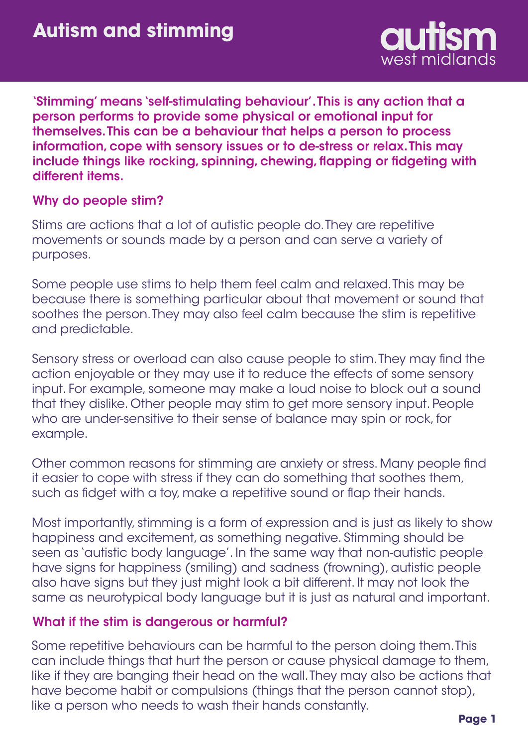# Autism and stimming

autism west midlands

**'Stimming' means 'self-stimulating behaviour'. This is any action that a person performs to provide some physical or emotional input for themselves. This can be a behaviour that helps a person to process information, cope with sensory issues or to de-stress or relax. This may include things like rocking, spinning, chewing, flapping or fidgeting with different items.**

## Why do people stim?

Stims are actions that a lot of autistic people do. They are repetitive movements or sounds made by a person and can serve a variety of purposes.

Some people use stims to help them feel calm and relaxed. This may be because there is something particular about that movement or sound that soothes the person. They may also feel calm because the stim is repetitive and predictable.

Sensory stress or overload can also cause people to stim. They may find the action enjoyable or they may use it to reduce the effects of some sensory input. For example, someone may make a loud noise to block out a sound that they dislike. Other people may stim to get more sensory input. People who are under-sensitive to their sense of balance may spin or rock, for example.

Other common reasons for stimming are anxiety or stress. Many people find it easier to cope with stress if they can do something that soothes them, such as fidget with a toy, make a repetitive sound or flap their hands.

Most importantly, stimming is a form of expression and is just as likely to show happiness and excitement, as something negative. Stimming should be seen as 'autistic body language'. In the same way that non-autistic people have signs for happiness (smiling) and sadness (frowning), autistic people also have signs but they just might look a bit different. It may not look the same as neurotypical body language but it is just as natural and important.

## What if the stim is dangerous or harmful?

Some repetitive behaviours can be harmful to the person doing them. This can include things that hurt the person or cause physical damage to them, like if they are banging their head on the wall. They may also be actions that have become habit or compulsions (things that the person cannot stop), like a person who needs to wash their hands constantly.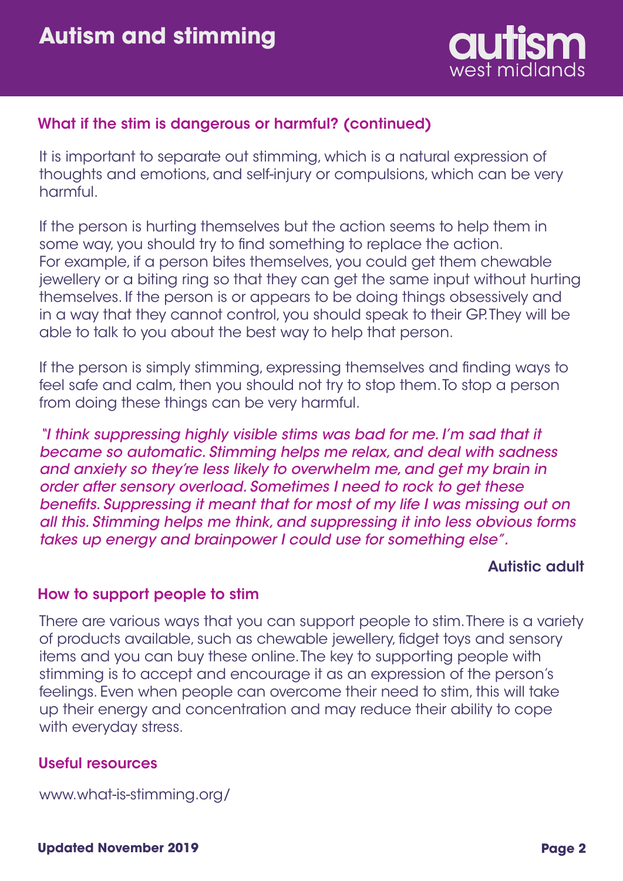## What if the stim is dangerous or harmful? (continued)

It is important to separate out stimming, which is a natural expression of thoughts and emotions, and self-injury or compulsions, which can be very harmful.

If the person is hurting themselves but the action seems to help them in some way, you should try to find something to replace the action. For example, if a person bites themselves, you could get them chewable jewellery or a biting ring so that they can get the same input without hurting themselves. If the person is or appears to be doing things obsessively and in a way that they cannot control, you should speak to their GP. They will be able to talk to you about the best way to help that person.

If the person is simply stimming, expressing themselves and finding ways to feel safe and calm, then you should not try to stop them. To stop a person from doing these things can be very harmful.

*"I think suppressing highly visible stims was bad for me. I'm sad that it became so automatic. Stimming helps me relax, and deal with sadness and anxiety so they're less likely to overwhelm me, and get my brain in order after sensory overload. Sometimes I need to rock to get these benefits. Suppressing it meant that for most of my life I was missing out on all this. Stimming helps me think, and suppressing it into less obvious forms takes up energy and brainpower I could use for something else".*

**Autistic adult**

## How to support people to stim

There are various ways that you can support people to stim. There is a variety of products available, such as chewable jewellery, fidget toys and sensory items and you can buy these online. The key to supporting people with stimming is to accept and encourage it as an expression of the person's feelings. Even when people can overcome their need to stim, this will take up their energy and concentration and may reduce their ability to cope with everyday stress.

## Useful resources

www.what-is-stimming.org/

**Updated November 2019**